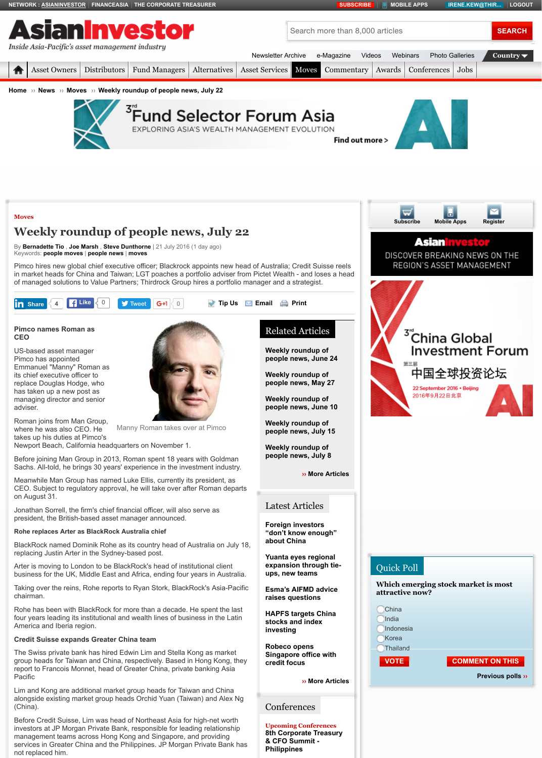Moves

# Weekly roundup of people news, July 22

By **Bernadette Tio** , **Joe Marsh** , **Steve Dunthorne** | 21 July 2016 (1 day ago)
Keywords: **people moves** | **people news** | **moves**

Pimco hires new global chief executive officer; Blackrock appoints new head of Australia; Credit Suisse reels in market heads for China and Taiwan; LGT poaches a portfolio adviser from Pictet Wealth - and loses a head of managed solutions to Value Partners; Thirdrock Group hires a portfolio manager and a strategist.

### Pimco names Roman as CEO

US-based asset manager Pimco has appointed Emmanuel "Manny" Roman as its chief executive officer to replace Douglas Hodge, who has taken up a new post as managing director and senior adviser.

Manny Roman takes over at Pimco

Roman joins from Man Group, where he was also CEO. He takes up his duties at Pimco's Newport Beach, California headquarters on November 1.

Before joining Man Group in 2013, Roman spent 18 years with Goldman Sachs. All-told, he brings 30 years' experience in the investment industry.

Meanwhile Man Group has named Luke Ellis, currently its president, as CEO. Subject to regulatory approval, he will take over after Roman departs on August 31.

Jonathan Sorrell, the firm's chief financial officer, will also serve as president, the British-based asset manager announced.

### Rohe replaces Arter as BlackRock Australia chief

BlackRock named Dominik Rohe as its country head of Australia on July 18, replacing Justin Arter in the Sydney-based post.

Arter is moving to London to be BlackRock's head of institutional client business for the UK, Middle East and Africa, ending four years in Australia.

Taking over the reins, Rohe reports to Ryan Stork, BlackRock's Asia-Pacific chairman.

Rohe has been with BlackRock for more than a decade. He spent the last four years leading its institutional and wealth lines of business in the Latin America and Iberia region.

### Credit Suisse expands Greater China team

The Swiss private bank has hired Edwin Lim and Stella Kong as market group heads for Taiwan and China, respectively. Based in Hong Kong, they report to Francois Monnet, head of Greater China, private banking Asia Pacific

Lim and Kong are additional market group heads for Taiwan and China alongside existing market group heads Orchid Yuan (Taiwan) and Alex Ng (China).

Before Credit Suisse, Lim was head of Northeast Asia for high-net worth investors at JP Morgan Private Bank, responsible for leading relationship management teams across Hong Kong and Singapore, and providing services in Greater China and the Philippines. JP Morgan Private Bank has not replaced him.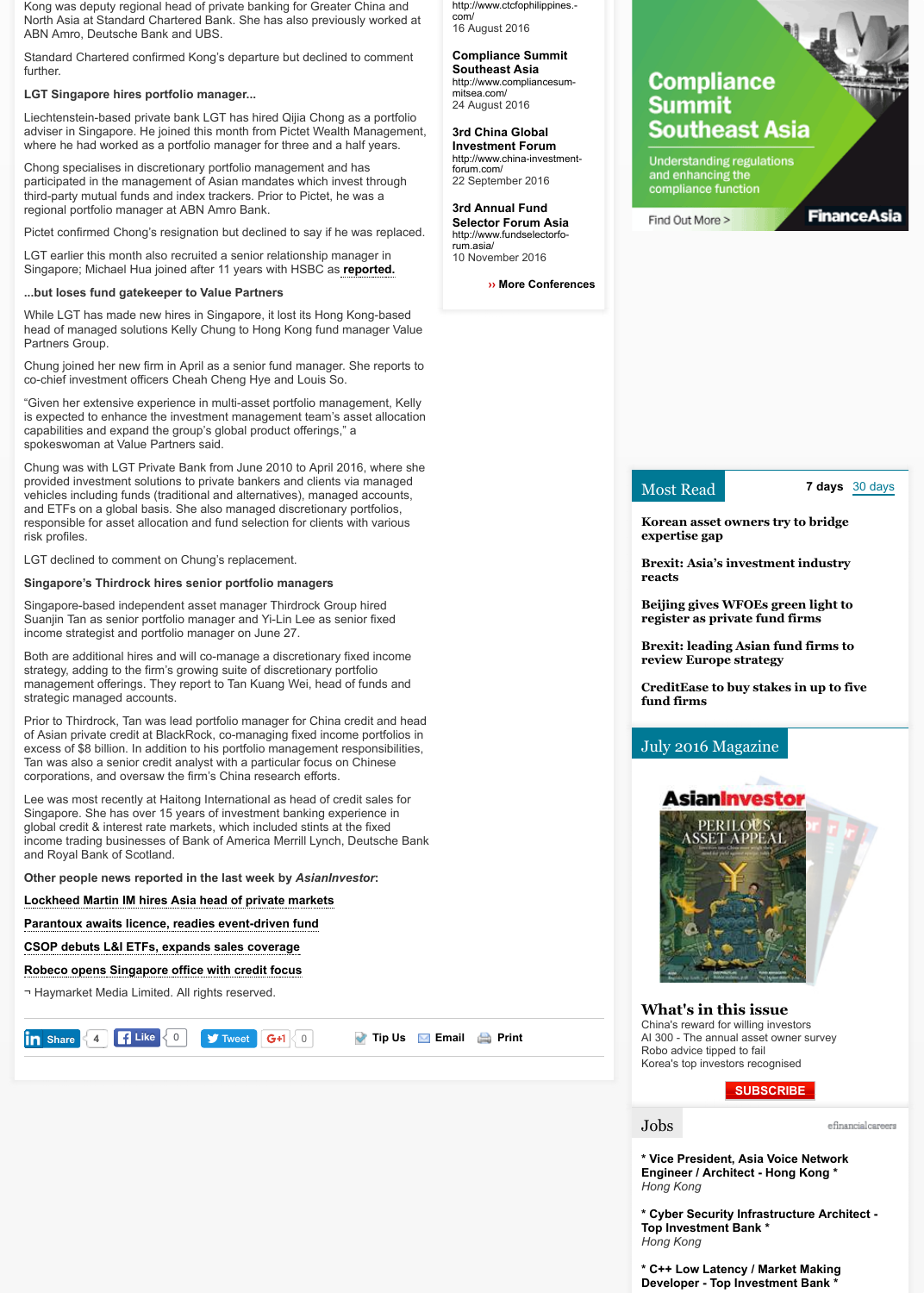Kong was deputy regional head of private banking for Greater China and North Asia at Standard Chartered Bank. She has also previously worked at ABN Amro, Deutsche Bank and UBS.

Standard Chartered confirmed Kong's departure but declined to comment further.

**LGT Singapore hires portfolio manager...**

Liechtenstein-based private bank LGT has hired Qijia Chong as a portfolio adviser in Singapore. He joined this month from Pictet Wealth Management, where he had worked as a portfolio manager for three and a half years.

Chong specialises in discretionary portfolio management and has participated in the management of Asian mandates which invest through third-party mutual funds and index trackers. Prior to Pictet, he was a regional portfolio manager at ABN Amro Bank.

Pictet confirmed Chong's resignation but declined to say if he was replaced.

LGT earlier this month also recruited a senior relationship manager in Singapore; Michael Hua joined after 11 years with HSBC as **reported.**

**...but loses fund gatekeeper to Value Partners**

While LGT has made new hires in Singapore, it lost its Hong Kong-based head of managed solutions Kelly Chung to Hong Kong fund manager Value Partners Group.

Chung joined her new firm in April as a senior fund manager. She reports to co-chief investment officers Cheah Cheng Hye and Louis So.

"Given her extensive experience in multi-asset portfolio management, Kelly is expected to enhance the investment management team's asset allocation capabilities and expand the group's global product offerings," a spokeswoman at Value Partners said.

Chung was with LGT Private Bank from June 2010 to April 2016, where she provided investment solutions to private bankers and clients via managed vehicles including funds (traditional and alternatives), managed accounts, and ETFs on a global basis. She also managed discretionary portfolios, responsible for asset allocation and fund selection for clients with various risk profiles.

LGT declined to comment on Chung's replacement.

**Singapore's Thirdrock hires senior portfolio managers**

Singapore-based independent asset manager Thirdrock Group hired Suanjin Tan as senior portfolio manager and Yi-Lin Lee as senior fixed income strategist and portfolio manager on June 27.

Both are additional hires and will co-manage a discretionary fixed income strategy, adding to the firm's growing suite of discretionary portfolio management offerings. They report to Tan Kuang Wei, head of funds and strategic managed accounts.

Prior to Thirdrock, Tan was lead portfolio manager for China credit and head of Asian private credit at BlackRock, co-managing fixed income portfolios in excess of $8 billion. In addition to his portfolio management responsibilities, Tan was also a senior credit analyst with a particular focus on Chinese corporations, and oversaw the firm's China research efforts.

Lee was most recently at Haitong International as head of credit sales for Singapore. She has over 15 years of investment banking experience in global credit & interest rate markets, which included stints at the fixed income trading businesses of Bank of America Merrill Lynch, Deutsche Bank and Royal Bank of Scotland.

**Other people news reported in the last week by *AsianInvestor*:**

**Lockheed Martin IM hires Asia head of private markets**

**Parantoux awaits licence, readies event-driven fund**

**CSOP debuts L&I ETFs, expands sales coverage**

**Robeco opens Singapore office with credit focus**

¬ Haymarket Media Limited. All rights reserved.

http://www.ctcfophilippines.com/
16 August 2016

**Compliance Summit Southeast Asia**
http://www.compliancesum-mitsea.com/
24 August 2016

**3rd China Global Investment Forum**
http://www.china-investment-forum.com/
22 September 2016

**3rd Annual Fund Selector Forum Asia**
http://www.fundselectorfo-rum.asia/
10 November 2016

›› More Conferences

Compliance Summit Southeast Asia
Understanding regulations and enhancing the compliance function
Find Out More > FinanceAsia

## Most Read

7 days | 30 days

**Korean asset owners try to bridge expertise gap**

**Brexit: Asia's investment industry reacts**

**Beijing gives WFOEs green light to register as private fund firms**

**Brexit: leading Asian fund firms to review Europe strategy**

**CreditEase to buy stakes in up to five fund firms**

## July 2016 Magazine

### What's in this issue

China's reward for willing investors
AI 300 - The annual asset owner survey
Robo advice tipped to fail
Korea's top investors recognised

SUBSCRIBE

## Jobs

efinancialcareers

**\* Vice President, Asia Voice Network Engineer / Architect - Hong Kong \***
*Hong Kong*

**\* Cyber Security Infrastructure Architect - Top Investment Bank \***
*Hong Kong*

**\* C++ Low Latency / Market Making Developer - Top Investment Bank \***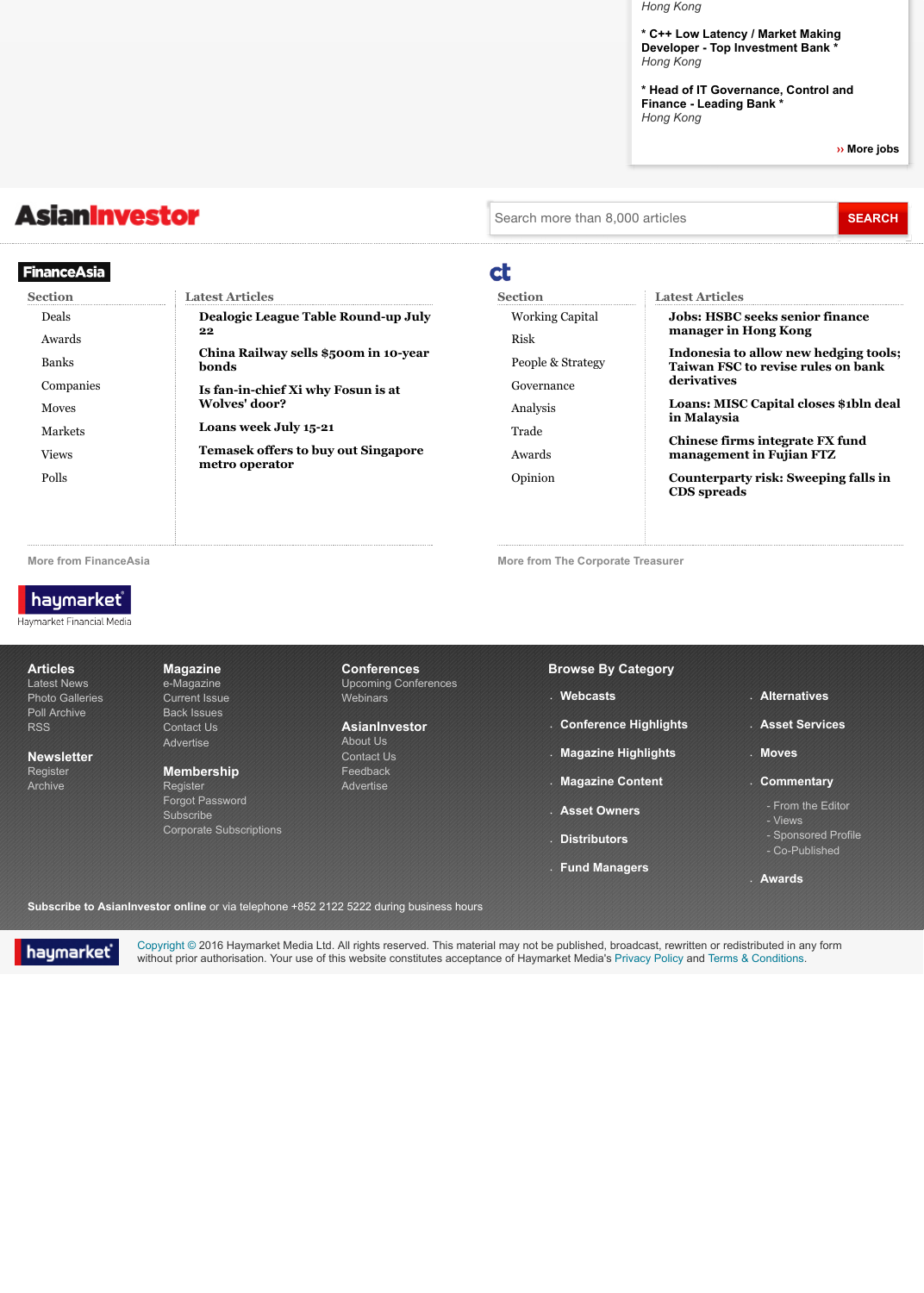Hong Kong

**\* C++ Low Latency / Market Making Developer - Top Investment Bank \***
*Hong Kong*

**\* Head of IT Governance, Control and Finance - Leading Bank \***
*Hong Kong*

**›› More jobs**

**AsianInvestor**

Search more than 8,000 articles **SEARCH**

## FinanceAsia

**Section**

- Deals
- Awards
- Banks
- Companies
- Moves
- Markets
- Views
- Polls

**Latest Articles**

- **Dealogic League Table Round-up July 22**
- **China Railway sells $500m in 10-year bonds**
- **Is fan-in-chief Xi why Fosun is at Wolves' door?**
- **Loans week July 15-21**
- **Temasek offers to buy out Singapore metro operator**

More from FinanceAsia

## ct

**Section**

- Working Capital
- Risk
- People & Strategy
- Governance
- Analysis
- Trade
- Awards
- Opinion

**Latest Articles**

- **Jobs: HSBC seeks senior finance manager in Hong Kong**
- **Indonesia to allow new hedging tools; Taiwan FSC to revise rules on bank derivatives**
- **Loans: MISC Capital closes $1bln deal in Malaysia**
- **Chinese firms integrate FX fund management in Fujian FTZ**
- **Counterparty risk: Sweeping falls in CDS spreads**

More from The Corporate Treasurer

haymarket
Haymarket Financial Media

**Articles**
Latest News
Photo Galleries
Poll Archive
RSS

**Newsletter**
Register
Archive

**Magazine**
e-Magazine
Current Issue
Back Issues
Contact Us
Advertise

**Membership**
Register
Forgot Password
Subscribe
Corporate Subscriptions

**Conferences**
Upcoming Conferences
Webinars

**AsianInvestor**
About Us
Contact Us
Feedback
Advertise

**Browse By Category**

- **Webcasts**
- **Conference Highlights**
- **Magazine Highlights**
- **Magazine Content**
- **Asset Owners**
- **Distributors**
- **Fund Managers**
- **Alternatives**
- **Asset Services**
- **Moves**
- **Commentary**
  - From the Editor
  - Views
  - Sponsored Profile
  - Co-Published
- **Awards**

**Subscribe to AsianInvestor online** or via telephone +852 2122 5222 during business hours

haymarket

Copyright © 2016 Haymarket Media Ltd. All rights reserved. This material may not be published, broadcast, rewritten or redistributed in any form without prior authorisation. Your use of this website constitutes acceptance of Haymarket Media's Privacy Policy and Terms & Conditions.